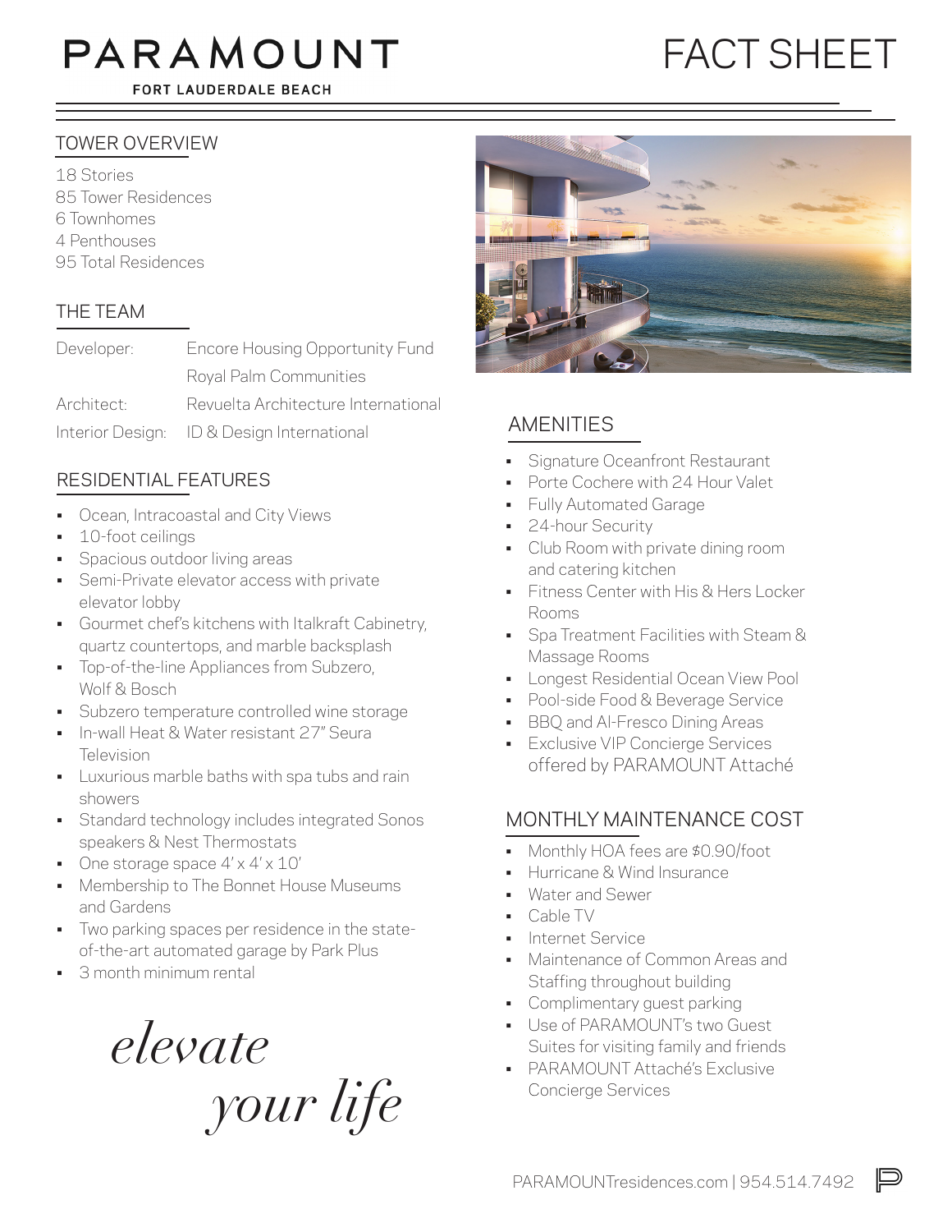# PARAMOUNT

FORT LAUDERDALE BEACH

# FACT SHEET

## TOWER OVERVIEW

18 Stories
85 Tower Residences
6 Townhomes
4 Penthouses
95 Total Residences

## THE TEAM

| | |
|---|---|
| Developer: | Encore Housing Opportunity Fund |
| | Royal Palm Communities |
| Architect: | Revuelta Architecture International |
| Interior Design: | ID & Design International |

## RESIDENTIAL FEATURES

- Ocean, Intracoastal and City Views
- 10-foot ceilings
- Spacious outdoor living areas
- Semi-Private elevator access with private elevator lobby
- Gourmet chef's kitchens with Italkraft Cabinetry, quartz countertops, and marble backsplash
- Top-of-the-line Appliances from Subzero, Wolf & Bosch
- Subzero temperature controlled wine storage
- In-wall Heat & Water resistant 27" Seura Television
- Luxurious marble baths with spa tubs and rain showers
- Standard technology includes integrated Sonos speakers & Nest Thermostats
- One storage space 4' x 4' x 10'
- Membership to The Bonnet House Museums and Gardens
- Two parking spaces per residence in the state-of-the-art automated garage by Park Plus
- 3 month minimum rental

*elevate your life*

## AMENITIES

- Signature Oceanfront Restaurant
- Porte Cochere with 24 Hour Valet
- Fully Automated Garage
- 24-hour Security
- Club Room with private dining room and catering kitchen
- Fitness Center with His & Hers Locker Rooms
- Spa Treatment Facilities with Steam & Massage Rooms
- Longest Residential Ocean View Pool
- Pool-side Food & Beverage Service
- BBQ and Al-Fresco Dining Areas
- Exclusive VIP Concierge Services offered by PARAMOUNT Attaché

## MONTHLY MAINTENANCE COST

- Monthly HOA fees are $0.90/foot
- Hurricane & Wind Insurance
- Water and Sewer
- Cable TV
- Internet Service
- Maintenance of Common Areas and Staffing throughout building
- Complimentary guest parking
- Use of PARAMOUNT's two Guest Suites for visiting family and friends
- PARAMOUNT Attaché's Exclusive Concierge Services

PARAMOUNTresidences.com | 954.514.7492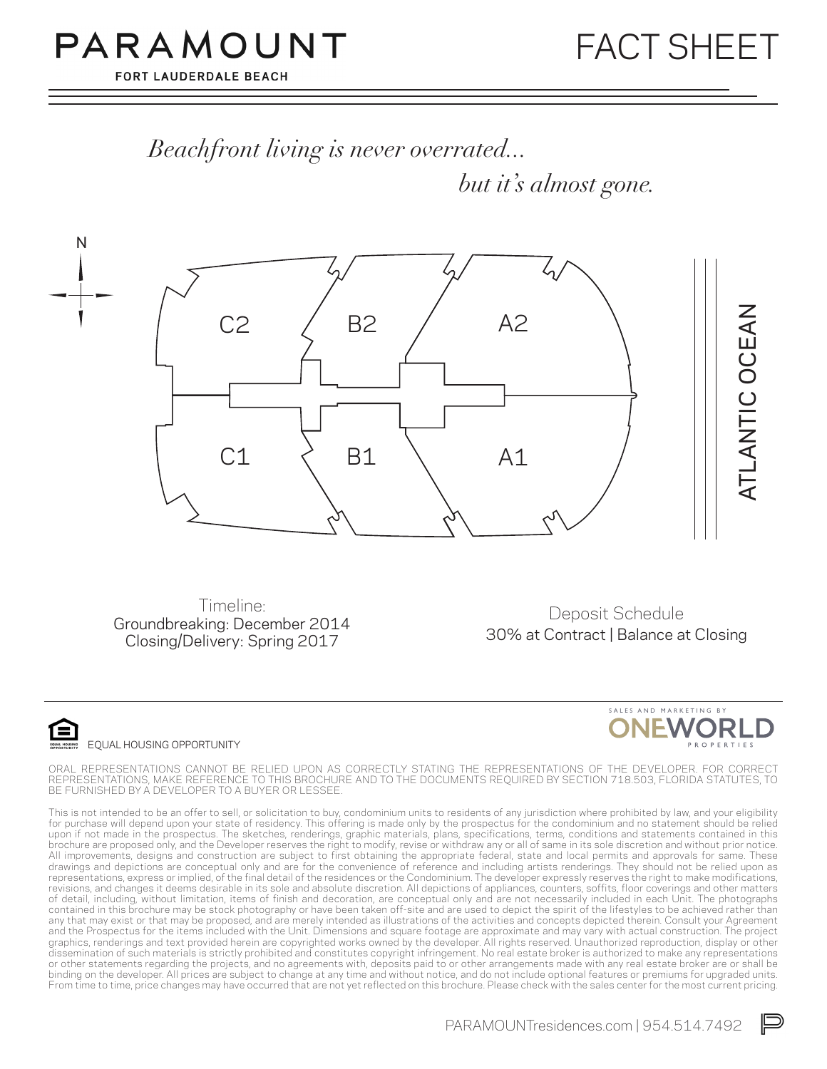# PARAMOUNT

**FORT LAUDERDALE BEACH**

# FACT SHEET

*Beachfront living is never overrated...*

*but it's almost gone.*

N

C2
B2
A2
C1
B1
A1

ATLANTIC OCEAN

Timeline:
Groundbreaking: December 2014
Closing/Delivery: Spring 2017

Deposit Schedule
30% at Contract | Balance at Closing

EQUAL HOUSING OPPORTUNITY

SALES AND MARKETING BY ONEWORLD PROPERTIES

ORAL REPRESENTATIONS CANNOT BE RELIED UPON AS CORRECTLY STATING THE REPRESENTATIONS OF THE DEVELOPER. FOR CORRECT REPRESENTATIONS, MAKE REFERENCE TO THIS BROCHURE AND TO THE DOCUMENTS REQUIRED BY SECTION 718.503, FLORIDA STATUTES, TO BE FURNISHED BY A DEVELOPER TO A BUYER OR LESSEE.

This is not intended to be an offer to sell, or solicitation to buy, condominium units to residents of any jurisdiction where prohibited by law, and your eligibility for purchase will depend upon your state of residency. This offering is made only by the prospectus for the condominium and no statement should be relied upon if not made in the prospectus. The sketches, renderings, graphic materials, plans, specifications, terms, conditions and statements contained in this brochure are proposed only, and the Developer reserves the right to modify, revise or withdraw any or all of same in its sole discretion and without prior notice. All improvements, designs and construction are subject to first obtaining the appropriate federal, state and local permits and approvals for same. These drawings and depictions are conceptual only and are for the convenience of reference and including artists renderings. They should not be relied upon as representations, express or implied, of the final detail of the residences or the Condominium. The developer expressly reserves the right to make modifications, revisions, and changes it deems desirable in its sole and absolute discretion. All depictions of appliances, counters, soffits, floor coverings and other matters of detail, including, without limitation, items of finish and decoration, are conceptual only and are not necessarily included in each Unit. The photographs contained in this brochure may be stock photography or have been taken off-site and are used to depict the spirit of the lifestyles to be achieved rather than any that may exist or that may be proposed, and are merely intended as illustrations of the activities and concepts depicted therein. Consult your Agreement and the Prospectus for the items included with the Unit. Dimensions and square footage are approximate and may vary with actual construction. The project graphics, renderings and text provided herein are copyrighted works owned by the developer. All rights reserved. Unauthorized reproduction, display or other dissemination of such materials is strictly prohibited and constitutes copyright infringement. No real estate broker is authorized to make any representations or other statements regarding the projects, and no agreements with, deposits paid to or other arrangements made with any real estate broker are or shall be binding on the developer. All prices are subject to change at any time and without notice, and do not include optional features or premiums for upgraded units. From time to time, price changes may have occurred that are not yet reflected on this brochure. Please check with the sales center for the most current pricing.

PARAMOUNTresidences.com | 954.514.7492